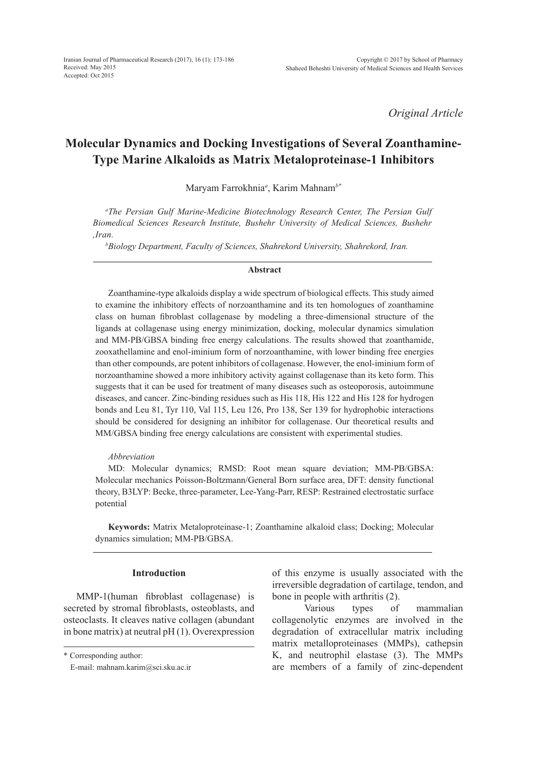Iranian Journal of Pharmaceutical Research (2017), 16 (1): 173-186
Received: May 2015
Accepted: Oct 2015

Copyright © 2017 by School of Pharmacy
Shaheed Beheshti University of Medical Sciences and Health Services

*Original Article*

# Molecular Dynamics and Docking Investigations of Several Zoanthamine-Type Marine Alkaloids as Matrix Metaloproteinase-1 Inhibitors

Maryam Farrokhnia[a], Karim Mahnam[b*]

[a]*The Persian Gulf Marine-Medicine Biotechnology Research Center, The Persian Gulf Biomedical Sciences Research Institute, Bushehr University of Medical Sciences, Bushehr ,Iran.*

[b]*Biology Department, Faculty of Sciences, Shahrekord University, Shahrekord, Iran.*

## Abstract

Zoanthamine-type alkaloids display a wide spectrum of biological effects. This study aimed to examine the inhibitory effects of norzoanthamine and its ten homologues of zoanthamine class on human fibroblast collagenase by modeling a three-dimensional structure of the ligands at collagenase using energy minimization, docking, molecular dynamics simulation and MM-PB/GBSA binding free energy calculations. The results showed that zoanthamide, zooxathellamine and enol-iminium form of norzoanthamine, with lower binding free energies than other compounds, are potent inhibitors of collagenase. However, the enol-iminium form of norzoanthamine showed a more inhibitory activity against collagenase than its keto form. This suggests that it can be used for treatment of many diseases such as osteoporosis, autoimmune diseases, and cancer. Zinc-binding residues such as His 118, His 122 and His 128 for hydrogen bonds and Leu 81, Tyr 110, Val 115, Leu 126, Pro 138, Ser 139 for hydrophobic interactions should be considered for designing an inhibitor for collagenase. Our theoretical results and MM/GBSA binding free energy calculations are consistent with experimental studies.

*Abbreviation*

MD: Molecular dynamics; RMSD: Root mean square deviation; MM-PB/GBSA: Molecular mechanics Poisson-Boltzmann/General Born surface area, DFT: density functional theory, B3LYP: Becke, three-parameter, Lee-Yang-Parr, RESP: Restrained electrostatic surface potential

**Keywords:** Matrix Metaloproteinase-1; Zoanthamine alkaloid class; Docking; Molecular dynamics simulation; MM-PB/GBSA.

## Introduction

MMP-1(human fibroblast collagenase) is secreted by stromal fibroblasts, osteoblasts, and osteoclasts. It cleaves native collagen (abundant in bone matrix) at neutral pH (1). Overexpression of this enzyme is usually associated with the irreversible degradation of cartilage, tendon, and bone in people with arthritis (2).

Various types of mammalian collagenolytic enzymes are involved in the degradation of extracellular matrix including matrix metalloproteinases (MMPs), cathepsin K, and neutrophil elastase (3). The MMPs are members of a family of zinc-dependent

\* Corresponding author:
E-mail: mahnam.karim@sci.sku.ac.ir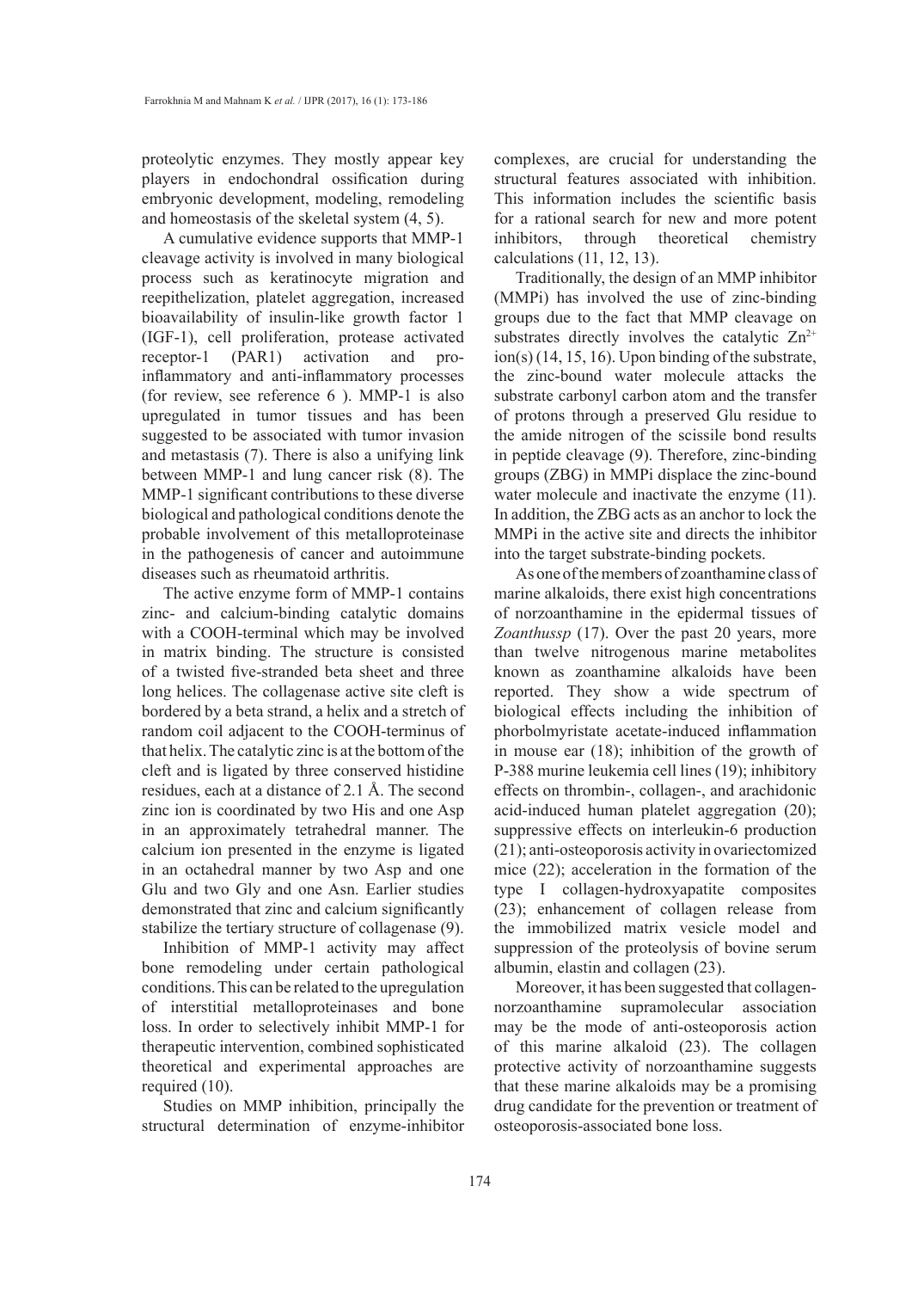proteolytic enzymes. They mostly appear key players in endochondral ossification during embryonic development, modeling, remodeling and homeostasis of the skeletal system (4, 5).

A cumulative evidence supports that MMP-1 cleavage activity is involved in many biological process such as keratinocyte migration and reepithelization, platelet aggregation, increased bioavailability of insulin-like growth factor 1 (IGF-1), cell proliferation, protease activated receptor-1 (PAR1) activation and pro-inflammatory and anti-inflammatory processes (for review, see reference 6 ). MMP-1 is also upregulated in tumor tissues and has been suggested to be associated with tumor invasion and metastasis (7). There is also a unifying link between MMP-1 and lung cancer risk (8). The MMP-1 significant contributions to these diverse biological and pathological conditions denote the probable involvement of this metalloproteinase in the pathogenesis of cancer and autoimmune diseases such as rheumatoid arthritis.

The active enzyme form of MMP-1 contains zinc- and calcium-binding catalytic domains with a COOH-terminal which may be involved in matrix binding. The structure is consisted of a twisted five-stranded beta sheet and three long helices. The collagenase active site cleft is bordered by a beta strand, a helix and a stretch of random coil adjacent to the COOH-terminus of that helix. The catalytic zinc is at the bottom of the cleft and is ligated by three conserved histidine residues, each at a distance of 2.1 Å. The second zinc ion is coordinated by two His and one Asp in an approximately tetrahedral manner. The calcium ion presented in the enzyme is ligated in an octahedral manner by two Asp and one Glu and two Gly and one Asn. Earlier studies demonstrated that zinc and calcium significantly stabilize the tertiary structure of collagenase (9).

Inhibition of MMP-1 activity may affect bone remodeling under certain pathological conditions. This can be related to the upregulation of interstitial metalloproteinases and bone loss. In order to selectively inhibit MMP-1 for therapeutic intervention, combined sophisticated theoretical and experimental approaches are required (10).

Studies on MMP inhibition, principally the structural determination of enzyme-inhibitor complexes, are crucial for understanding the structural features associated with inhibition. This information includes the scientific basis for a rational search for new and more potent inhibitors, through theoretical chemistry calculations (11, 12, 13).

Traditionally, the design of an MMP inhibitor (MMPi) has involved the use of zinc-binding groups due to the fact that MMP cleavage on substrates directly involves the catalytic $Zn^{2+}$ ion(s) (14, 15, 16). Upon binding of the substrate, the zinc-bound water molecule attacks the substrate carbonyl carbon atom and the transfer of protons through a preserved Glu residue to the amide nitrogen of the scissile bond results in peptide cleavage (9). Therefore, zinc-binding groups (ZBG) in MMPi displace the zinc-bound water molecule and inactivate the enzyme (11). In addition, the ZBG acts as an anchor to lock the MMPi in the active site and directs the inhibitor into the target substrate-binding pockets.

As one of the members of zoanthamine class of marine alkaloids, there exist high concentrations of norzoanthamine in the epidermal tissues of *Zoanthussp* (17). Over the past 20 years, more than twelve nitrogenous marine metabolites known as zoanthamine alkaloids have been reported. They show a wide spectrum of biological effects including the inhibition of phorbolmyristate acetate-induced inflammation in mouse ear (18); inhibition of the growth of P-388 murine leukemia cell lines (19); inhibitory effects on thrombin-, collagen-, and arachidonic acid-induced human platelet aggregation (20); suppressive effects on interleukin-6 production (21); anti-osteoporosis activity in ovariectomized mice (22); acceleration in the formation of the type I collagen-hydroxyapatite composites (23); enhancement of collagen release from the immobilized matrix vesicle model and suppression of the proteolysis of bovine serum albumin, elastin and collagen (23).

Moreover, it has been suggested that collagen-norzoanthamine supramolecular association may be the mode of anti-osteoporosis action of this marine alkaloid (23). The collagen protective activity of norzoanthamine suggests that these marine alkaloids may be a promising drug candidate for the prevention or treatment of osteoporosis-associated bone loss.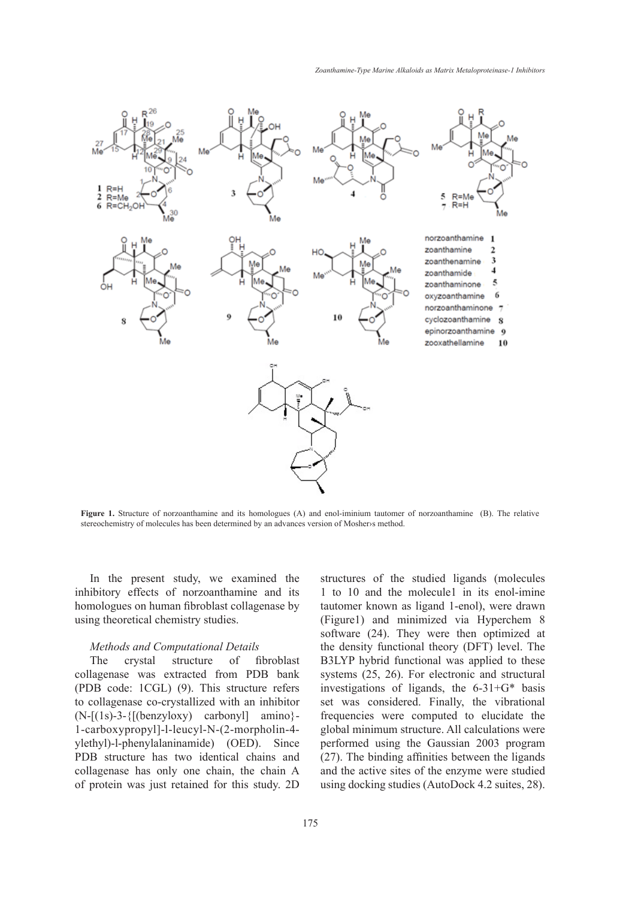**Figure 1.** Structure of norzoanthamine and its homologues (A) and enol-iminium tautomer of norzoanthamine (B). The relative stereochemistry of molecules has been determined by an advances version of Mosher›s method.

In the present study, we examined the inhibitory effects of norzoanthamine and its homologues on human fibroblast collagenase by using theoretical chemistry studies.

*Methods and Computational Details*

The crystal structure of fibroblast collagenase was extracted from PDB bank (PDB code: 1CGL) (9). This structure refers to collagenase co-crystallized with an inhibitor (N-[(1s)-3-{[(benzyloxy) carbonyl] amino}-1-carboxypropyl]-l-leucyl-N-(2-morpholin-4-ylethyl)-l-phenylalaninamide) (OED). Since PDB structure has two identical chains and collagenase has only one chain, the chain A of protein was just retained for this study. 2D structures of the studied ligands (molecules 1 to 10 and the molecule1 in its enol-imine tautomer known as ligand 1-enol), were drawn (Figure1) and minimized via Hyperchem 8 software (24). They were then optimized at the density functional theory (DFT) level. The B3LYP hybrid functional was applied to these systems (25, 26). For electronic and structural investigations of ligands, the 6-31+G* basis set was considered. Finally, the vibrational frequencies were computed to elucidate the global minimum structure. All calculations were performed using the Gaussian 2003 program (27). The binding affinities between the ligands and the active sites of the enzyme were studied using docking studies (AutoDock 4.2 suites, 28).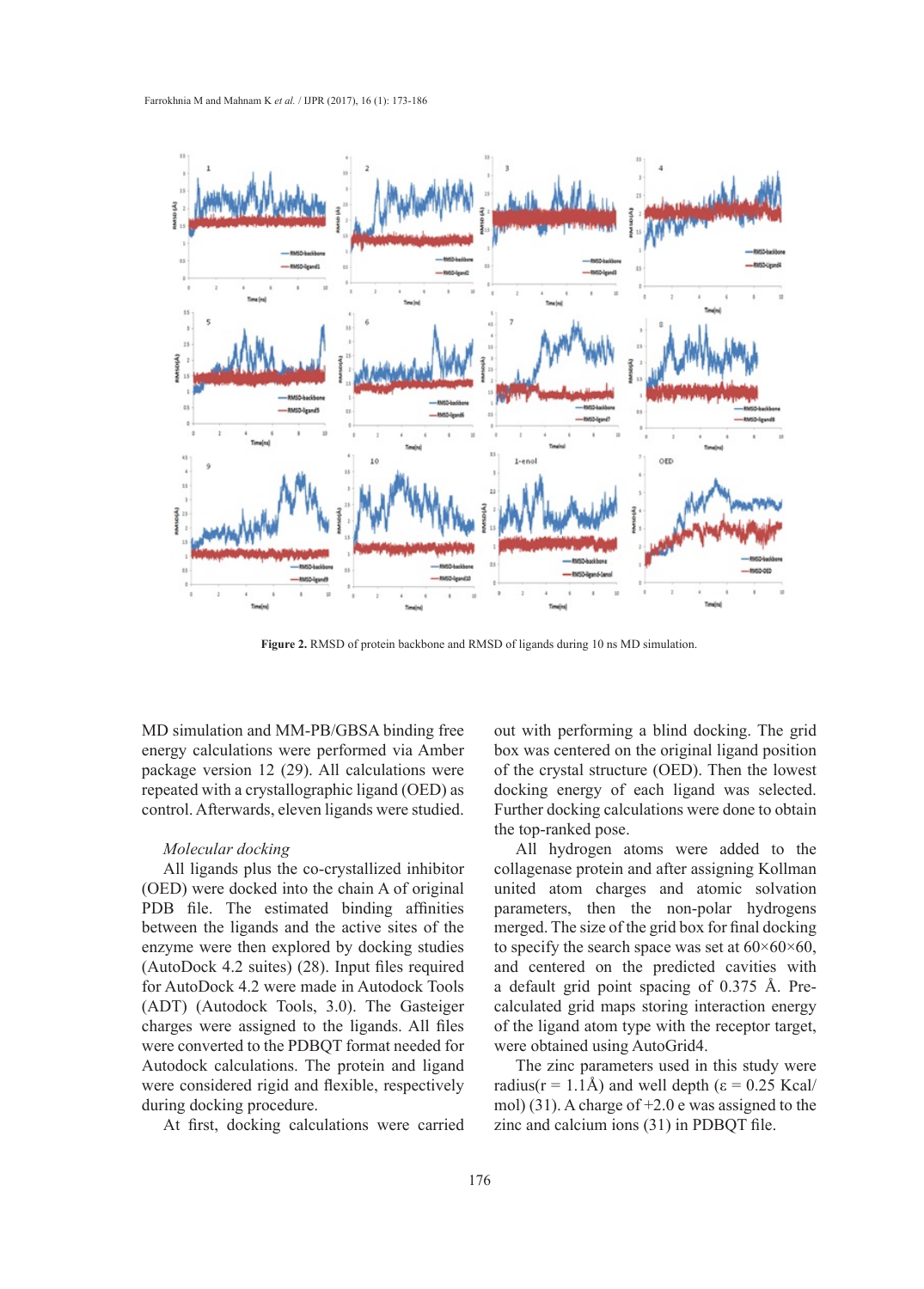**Figure 2.** RMSD of protein backbone and RMSD of ligands during 10 ns MD simulation.

MD simulation and MM-PB/GBSA binding free energy calculations were performed via Amber package version 12 (29). All calculations were repeated with a crystallographic ligand (OED) as control. Afterwards, eleven ligands were studied.

*Molecular docking*

All ligands plus the co-crystallized inhibitor (OED) were docked into the chain A of original PDB file. The estimated binding affinities between the ligands and the active sites of the enzyme were then explored by docking studies (AutoDock 4.2 suites) (28). Input files required for AutoDock 4.2 were made in Autodock Tools (ADT) (Autodock Tools, 3.0). The Gasteiger charges were assigned to the ligands. All files were converted to the PDBQT format needed for Autodock calculations. The protein and ligand were considered rigid and flexible, respectively during docking procedure.

At first, docking calculations were carried out with performing a blind docking. The grid box was centered on the original ligand position of the crystal structure (OED). Then the lowest docking energy of each ligand was selected. Further docking calculations were done to obtain the top-ranked pose.

All hydrogen atoms were added to the collagenase protein and after assigning Kollman united atom charges and atomic solvation parameters, then the non-polar hydrogens merged. The size of the grid box for final docking to specify the search space was set at 60×60×60, and centered on the predicted cavities with a default grid point spacing of 0.375 Å. Pre-calculated grid maps storing interaction energy of the ligand atom type with the receptor target, were obtained using AutoGrid4.

The zinc parameters used in this study were radius($r$ = 1.1Å) and well depth ($\varepsilon$ = 0.25 Kcal/mol) (31). A charge of +2.0 e was assigned to the zinc and calcium ions (31) in PDBQT file.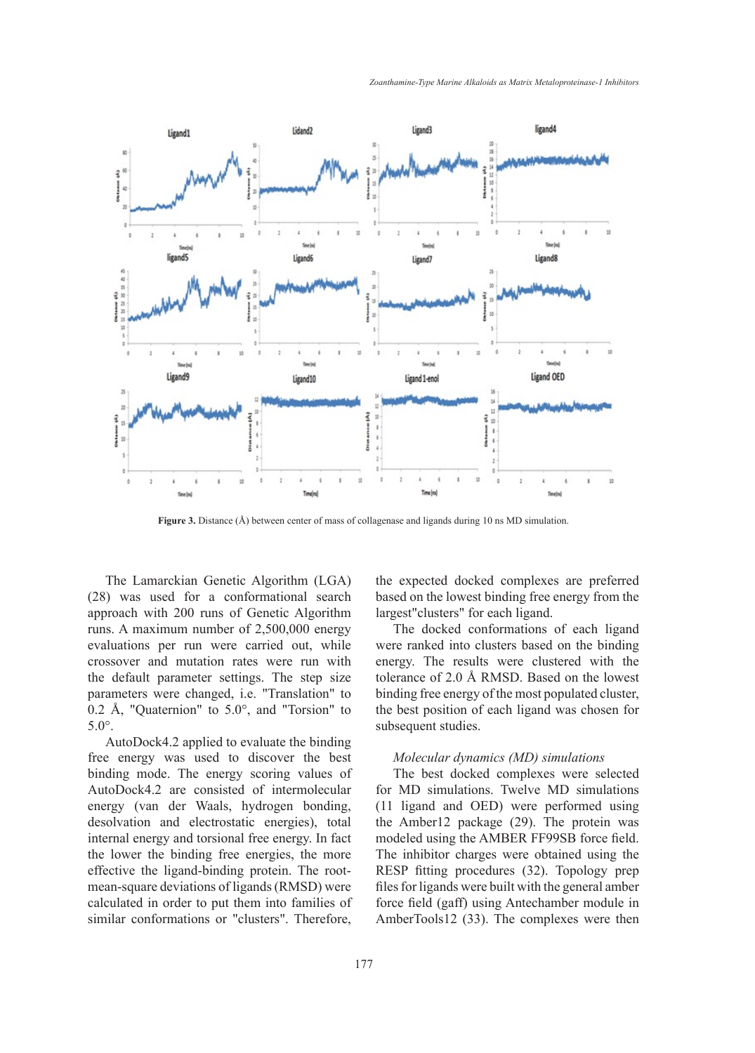**Figure 3.** Distance (Å) between center of mass of collagenase and ligands during 10 ns MD simulation.

The Lamarckian Genetic Algorithm (LGA) (28) was used for a conformational search approach with 200 runs of Genetic Algorithm runs. A maximum number of 2,500,000 energy evaluations per run were carried out, while crossover and mutation rates were run with the default parameter settings. The step size parameters were changed, i.e. "Translation" to 0.2 Å, "Quaternion" to 5.0°, and "Torsion" to 5.0°.

AutoDock4.2 applied to evaluate the binding free energy was used to discover the best binding mode. The energy scoring values of AutoDock4.2 are consisted of intermolecular energy (van der Waals, hydrogen bonding, desolvation and electrostatic energies), total internal energy and torsional free energy. In fact the lower the binding free energies, the more effective the ligand-binding protein. The root-mean-square deviations of ligands (RMSD) were calculated in order to put them into families of similar conformations or "clusters". Therefore, the expected docked complexes are preferred based on the lowest binding free energy from the largest"clusters" for each ligand.

The docked conformations of each ligand were ranked into clusters based on the binding energy. The results were clustered with the tolerance of 2.0 Å RMSD. Based on the lowest binding free energy of the most populated cluster, the best position of each ligand was chosen for subsequent studies.

*Molecular dynamics (MD) simulations*

The best docked complexes were selected for MD simulations. Twelve MD simulations (11 ligand and OED) were performed using the Amber12 package (29). The protein was modeled using the AMBER FF99SB force field. The inhibitor charges were obtained using the RESP fitting procedures (32). Topology prep files for ligands were built with the general amber force field (gaff) using Antechamber module in AmberTools12 (33). The complexes were then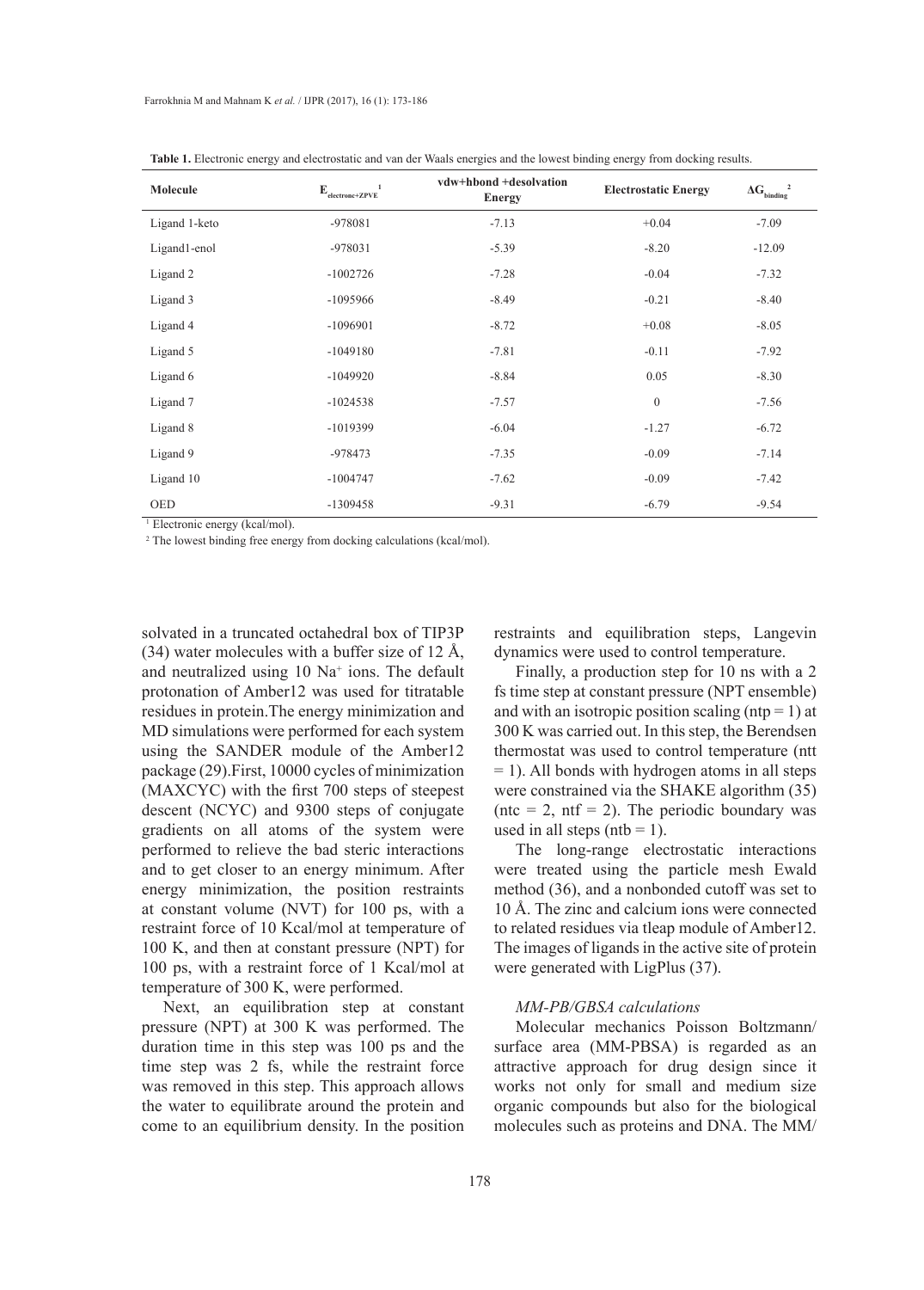**Table 1.** Electronic energy and electrostatic and van der Waals energies and the lowest binding energy from docking results.

| Molecule | $E_{electronc+ZPVE}$ [1] | vdw+hbond +desolvation Energy | Electrostatic Energy | $\Delta G_{binding}$ [2] |
|---|---|---|---|---|
| Ligand 1-keto | -978081 | -7.13 | +0.04 | -7.09 |
| Ligand1-enol | -978031 | -5.39 | -8.20 | -12.09 |
| Ligand 2 | -1002726 | -7.28 | -0.04 | -7.32 |
| Ligand 3 | -1095966 | -8.49 | -0.21 | -8.40 |
| Ligand 4 | -1096901 | -8.72 | +0.08 | -8.05 |
| Ligand 5 | -1049180 | -7.81 | -0.11 | -7.92 |
| Ligand 6 | -1049920 | -8.84 | 0.05 | -8.30 |
| Ligand 7 | -1024538 | -7.57 | 0 | -7.56 |
| Ligand 8 | -1019399 | -6.04 | -1.27 | -6.72 |
| Ligand 9 | -978473 | -7.35 | -0.09 | -7.14 |
| Ligand 10 | -1004747 | -7.62 | -0.09 | -7.42 |
| OED | -1309458 | -9.31 | -6.79 | -9.54 |

[1] Electronic energy (kcal/mol).

[2] The lowest binding free energy from docking calculations (kcal/mol).

solvated in a truncated octahedral box of TIP3P (34) water molecules with a buffer size of 12 Å, and neutralized using 10 $Na^+$ ions. The default protonation of Amber12 was used for titratable residues in protein.The energy minimization and MD simulations were performed for each system using the SANDER module of the Amber12 package (29).First, 10000 cycles of minimization (MAXCYC) with the first 700 steps of steepest descent (NCYC) and 9300 steps of conjugate gradients on all atoms of the system were performed to relieve the bad steric interactions and to get closer to an energy minimum. After energy minimization, the position restraints at constant volume (NVT) for 100 ps, with a restraint force of 10 Kcal/mol at temperature of 100 K, and then at constant pressure (NPT) for 100 ps, with a restraint force of 1 Kcal/mol at temperature of 300 K, were performed.

Next, an equilibration step at constant pressure (NPT) at 300 K was performed. The duration time in this step was 100 ps and the time step was 2 fs, while the restraint force was removed in this step. This approach allows the water to equilibrate around the protein and come to an equilibrium density. In the position restraints and equilibration steps, Langevin dynamics were used to control temperature.

Finally, a production step for 10 ns with a 2 fs time step at constant pressure (NPT ensemble) and with an isotropic position scaling (ntp = 1) at 300 K was carried out. In this step, the Berendsen thermostat was used to control temperature (ntt = 1). All bonds with hydrogen atoms in all steps were constrained via the SHAKE algorithm (35) (ntc = 2, ntf = 2). The periodic boundary was used in all steps (ntb = 1).

The long-range electrostatic interactions were treated using the particle mesh Ewald method (36), and a nonbonded cutoff was set to 10 Å. The zinc and calcium ions were connected to related residues via tleap module of Amber12. The images of ligands in the active site of protein were generated with LigPlus (37).

### *MM-PB/GBSA calculations*

Molecular mechanics Poisson Boltzmann/ surface area (MM-PBSA) is regarded as an attractive approach for drug design since it works not only for small and medium size organic compounds but also for the biological molecules such as proteins and DNA. The MM/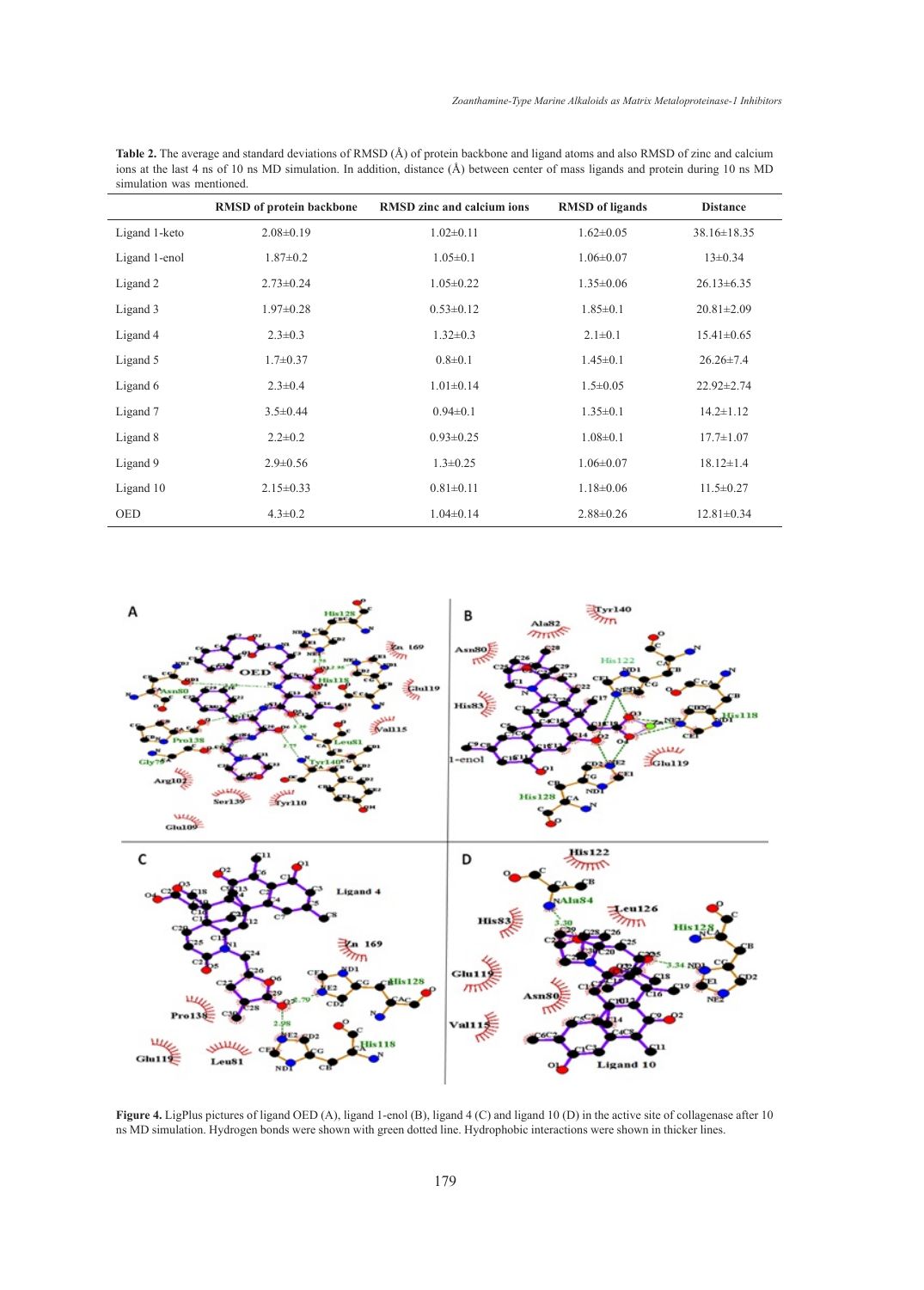**Table 2.** The average and standard deviations of RMSD (Å) of protein backbone and ligand atoms and also RMSD of zinc and calcium ions at the last 4 ns of 10 ns MD simulation. In addition, distance (Å) between center of mass ligands and protein during 10 ns MD simulation was mentioned.

| | RMSD of protein backbone | RMSD zinc and calcium ions | RMSD of ligands | Distance |
|---|---|---|---|---|
| Ligand 1-keto | 2.08±0.19 | 1.02±0.11 | 1.62±0.05 | 38.16±18.35 |
| Ligand 1-enol | 1.87±0.2 | 1.05±0.1 | 1.06±0.07 | 13±0.34 |
| Ligand 2 | 2.73±0.24 | 1.05±0.22 | 1.35±0.06 | 26.13±6.35 |
| Ligand 3 | 1.97±0.28 | 0.53±0.12 | 1.85±0.1 | 20.81±2.09 |
| Ligand 4 | 2.3±0.3 | 1.32±0.3 | 2.1±0.1 | 15.41±0.65 |
| Ligand 5 | 1.7±0.37 | 0.8±0.1 | 1.45±0.1 | 26.26±7.4 |
| Ligand 6 | 2.3±0.4 | 1.01±0.14 | 1.5±0.05 | 22.92±2.74 |
| Ligand 7 | 3.5±0.44 | 0.94±0.1 | 1.35±0.1 | 14.2±1.12 |
| Ligand 8 | 2.2±0.2 | 0.93±0.25 | 1.08±0.1 | 17.7±1.07 |
| Ligand 9 | 2.9±0.56 | 1.3±0.25 | 1.06±0.07 | 18.12±1.4 |
| Ligand 10 | 2.15±0.33 | 0.81±0.11 | 1.18±0.06 | 11.5±0.27 |
| OED | 4.3±0.2 | 1.04±0.14 | 2.88±0.26 | 12.81±0.34 |

**Figure 4.** LigPlus pictures of ligand OED (A), ligand 1-enol (B), ligand 4 (C) and ligand 10 (D) in the active site of collagenase after 10 ns MD simulation. Hydrogen bonds were shown with green dotted line. Hydrophobic interactions were shown in thicker lines.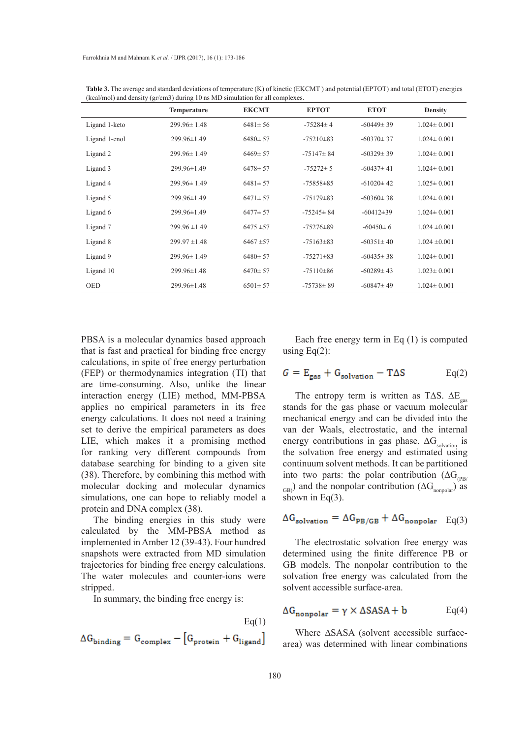**Table 3.** The average and standard deviations of temperature (K) of kinetic (EKCMT ) and potential (EPTOT) and total (ETOT) energies (kcal/mol) and density (gr/cm3) during 10 ns MD simulation for all complexes.

| | Temperature | EKCMT | EPTOT | ETOT | Density |
|---|---|---|---|---|---|
| Ligand 1-keto | 299.96± 1.48 | 6481± 56 | -75284± 4 | -60449± 39 | 1.024± 0.001 |
| Ligand 1-enol | 299.96±1.49 | 6480± 57 | -75210±83 | -60370± 37 | 1.024± 0.001 |
| Ligand 2 | 299.96± 1.49 | 6469± 57 | -75147± 84 | -60329± 39 | 1.024± 0.001 |
| Ligand 3 | 299.96±1.49 | 6478± 57 | -75272± 5 | -60437± 41 | 1.024± 0.001 |
| Ligand 4 | 299.96± 1.49 | 6481± 57 | -75858±85 | -61020± 42 | 1.025± 0.001 |
| Ligand 5 | 299.96±1.49 | 6471± 57 | -75179±83 | -60360± 38 | 1.024± 0.001 |
| Ligand 6 | 299.96±1.49 | 6477± 57 | -75245± 84 | -60412±39 | 1.024± 0.001 |
| Ligand 7 | 299.96 ±1.49 | 6475 ±57 | -75276±89 | -60450± 6 | 1.024 ±0.001 |
| Ligand 8 | 299.97 ±1.48 | 6467 ±57 | -75163±83 | -60351± 40 | 1.024 ±0.001 |
| Ligand 9 | 299.96± 1.49 | 6480± 57 | -75271±83 | -60435± 38 | 1.024± 0.001 |
| Ligand 10 | 299.96±1.48 | 6470± 57 | -75110±86 | -60289± 43 | 1.023± 0.001 |
| OED | 299.96±1.48 | 6501± 57 | -75738± 89 | -60847± 49 | 1.024± 0.001 |

PBSA is a molecular dynamics based approach that is fast and practical for binding free energy calculations, in spite of free energy perturbation (FEP) or thermodynamics integration (TI) that are time-consuming. Also, unlike the linear interaction energy (LIE) method, MM-PBSA applies no empirical parameters in its free energy calculations. It does not need a training set to derive the empirical parameters as does LIE, which makes it a promising method for ranking very different compounds from database searching for binding to a given site (38). Therefore, by combining this method with molecular docking and molecular dynamics simulations, one can hope to reliably model a protein and DNA complex (38).

The binding energies in this study were calculated by the MM-PBSA method as implemented in Amber 12 (39-43). Four hundred snapshots were extracted from MD simulation trajectories for binding free energy calculations. The water molecules and counter-ions were stripped.

In summary, the binding free energy is:

$$\Delta G_{binding} = G_{complex} - \left[G_{protein} + G_{ligand}\right] \qquad \text{Eq(1)}$$

Each free energy term in Eq (1) is computed using Eq(2):

$$G = E_{gas} + G_{solvation} - T\Delta S \qquad \text{Eq(2)}$$

The entropy term is written as TΔS. $\Delta E_{gas}$ stands for the gas phase or vacuum molecular mechanical energy and can be divided into the van der Waals, electrostatic, and the internal energy contributions in gas phase. $\Delta G_{solvation}$ is the solvation free energy and estimated using continuum solvent methods. It can be partitioned into two parts: the polar contribution ($\Delta G_{(PB/GB)}$) and the nonpolar contribution ($\Delta G_{nonpolar}$) as shown in Eq(3).

$$\Delta G_{solvation} = \Delta G_{PB/GB} + \Delta G_{nonpolar} \qquad \text{Eq(3)}$$

The electrostatic solvation free energy was determined using the finite difference PB or GB models. The nonpolar contribution to the solvation free energy was calculated from the solvent accessible surface-area.

$$\Delta G_{nonpolar} = \gamma \times \Delta SASA + b \qquad \text{Eq(4)}$$

Where ΔSASA (solvent accessible surface-area) was determined with linear combinations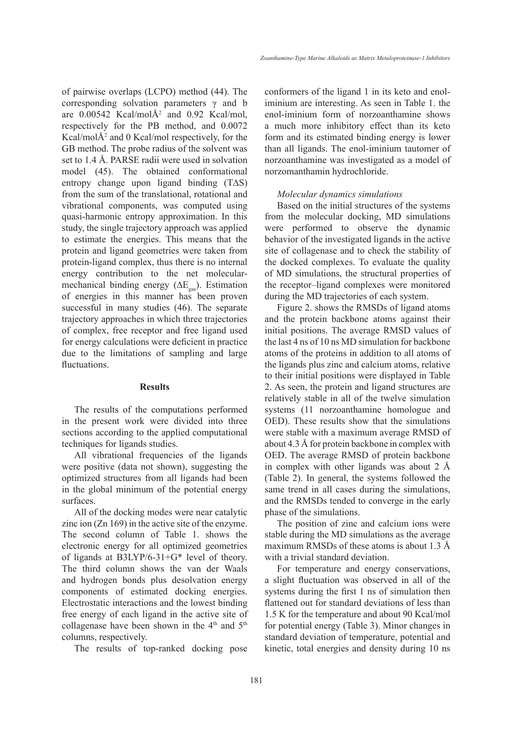of pairwise overlaps (LCPO) method (44). The corresponding solvation parameters γ and b are 0.00542 Kcal/molÅ$^2$ and 0.92 Kcal/mol, respectively for the PB method, and 0.0072 Kcal/molÅ$^2$ and 0 Kcal/mol respectively, for the GB method. The probe radius of the solvent was set to 1.4 Å. PARSE radii were used in solvation model (45). The obtained conformational entropy change upon ligand binding (TΔS) from the sum of the translational, rotational and vibrational components, was computed using quasi-harmonic entropy approximation. In this study, the single trajectory approach was applied to estimate the energies. This means that the protein and ligand geometries were taken from protein-ligand complex, thus there is no internal energy contribution to the net molecular-mechanical binding energy ($\Delta E_{gas}$). Estimation of energies in this manner has been proven successful in many studies (46). The separate trajectory approaches in which three trajectories of complex, free receptor and free ligand used for energy calculations were deficient in practice due to the limitations of sampling and large fluctuations.

## Results

The results of the computations performed in the present work were divided into three sections according to the applied computational techniques for ligands studies.

All vibrational frequencies of the ligands were positive (data not shown), suggesting the optimized structures from all ligands had been in the global minimum of the potential energy surfaces.

All of the docking modes were near catalytic zinc ion (Zn 169) in the active site of the enzyme. The second column of Table 1. shows the electronic energy for all optimized geometries of ligands at B3LYP/6-31+G* level of theory. The third column shows the van der Waals and hydrogen bonds plus desolvation energy components of estimated docking energies. Electrostatic interactions and the lowest binding free energy of each ligand in the active site of collagenase have been shown in the 4$^{th}$ and 5$^{th}$ columns, respectively.

The results of top-ranked docking pose conformers of the ligand 1 in its keto and enol-iminium are interesting. As seen in Table 1. the enol-iminium form of norzoanthamine shows a much more inhibitory effect than its keto form and its estimated binding energy is lower than all ligands. The enol-iminium tautomer of norzoanthamine was investigated as a model of norzomanthamin hydrochloride.

### *Molecular dynamics simulations*

Based on the initial structures of the systems from the molecular docking, MD simulations were performed to observe the dynamic behavior of the investigated ligands in the active site of collagenase and to check the stability of the docked complexes. To evaluate the quality of MD simulations, the structural properties of the receptor–ligand complexes were monitored during the MD trajectories of each system.

Figure 2. shows the RMSDs of ligand atoms and the protein backbone atoms against their initial positions. The average RMSD values of the last 4 ns of 10 ns MD simulation for backbone atoms of the proteins in addition to all atoms of the ligands plus zinc and calcium atoms, relative to their initial positions were displayed in Table 2. As seen, the protein and ligand structures are relatively stable in all of the twelve simulation systems (11 norzoanthamine homologue and OED). These results show that the simulations were stable with a maximum average RMSD of about 4.3 Å for protein backbone in complex with OED. The average RMSD of protein backbone in complex with other ligands was about 2 Å (Table 2). In general, the systems followed the same trend in all cases during the simulations, and the RMSDs tended to converge in the early phase of the simulations.

The position of zinc and calcium ions were stable during the MD simulations as the average maximum RMSDs of these atoms is about 1.3 Å with a trivial standard deviation.

For temperature and energy conservations, a slight fluctuation was observed in all of the systems during the first 1 ns of simulation then flattened out for standard deviations of less than 1.5 K for the temperature and about 90 Kcal/mol for potential energy (Table 3). Minor changes in standard deviation of temperature, potential and kinetic, total energies and density during 10 ns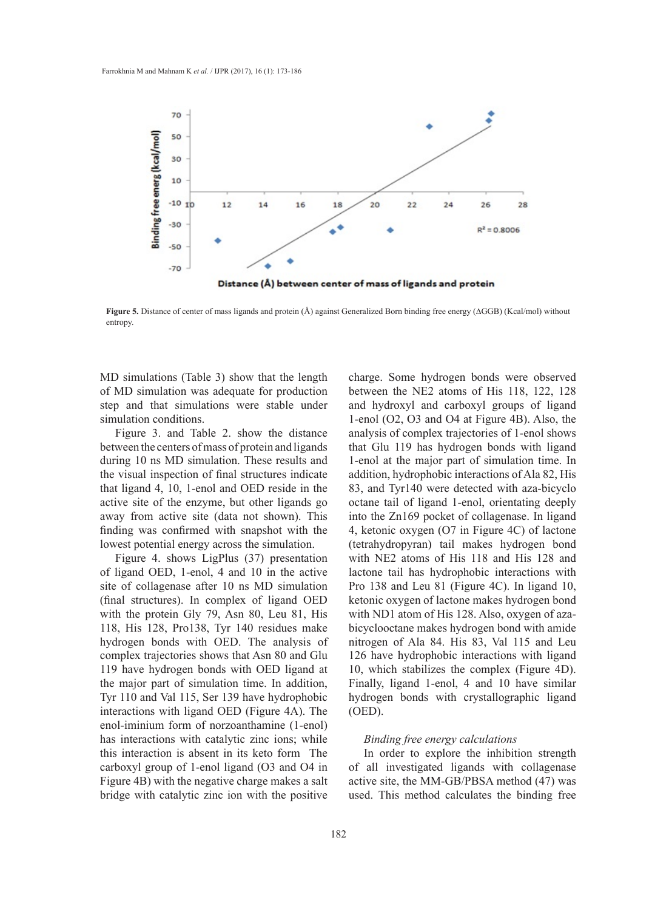**Figure 5.** Distance of center of mass ligands and protein (Å) against Generalized Born binding free energy (ΔGGB) (Kcal/mol) without entropy.

MD simulations (Table 3) show that the length of MD simulation was adequate for production step and that simulations were stable under simulation conditions.

Figure 3. and Table 2. show the distance between the centers of mass of protein and ligands during 10 ns MD simulation. These results and the visual inspection of final structures indicate that ligand 4, 10, 1-enol and OED reside in the active site of the enzyme, but other ligands go away from active site (data not shown). This finding was confirmed with snapshot with the lowest potential energy across the simulation.

Figure 4. shows LigPlus (37) presentation of ligand OED, 1-enol, 4 and 10 in the active site of collagenase after 10 ns MD simulation (final structures). In complex of ligand OED with the protein Gly 79, Asn 80, Leu 81, His 118, His 128, Pro138, Tyr 140 residues make hydrogen bonds with OED. The analysis of complex trajectories shows that Asn 80 and Glu 119 have hydrogen bonds with OED ligand at the major part of simulation time. In addition, Tyr 110 and Val 115, Ser 139 have hydrophobic interactions with ligand OED (Figure 4A). The enol-iminium form of norzoanthamine (1-enol) has interactions with catalytic zinc ions; while this interaction is absent in its keto form The carboxyl group of 1-enol ligand (O3 and O4 in Figure 4B) with the negative charge makes a salt bridge with catalytic zinc ion with the positive charge. Some hydrogen bonds were observed between the NE2 atoms of His 118, 122, 128 and hydroxyl and carboxyl groups of ligand 1-enol (O2, O3 and O4 at Figure 4B). Also, the analysis of complex trajectories of 1-enol shows that Glu 119 has hydrogen bonds with ligand 1-enol at the major part of simulation time. In addition, hydrophobic interactions of Ala 82, His 83, and Tyr140 were detected with aza-bicyclo octane tail of ligand 1-enol, orientating deeply into the Zn169 pocket of collagenase. In ligand 4, ketonic oxygen (O7 in Figure 4C) of lactone (tetrahydropyran) tail makes hydrogen bond with NE2 atoms of His 118 and His 128 and lactone tail has hydrophobic interactions with Pro 138 and Leu 81 (Figure 4C). In ligand 10, ketonic oxygen of lactone makes hydrogen bond with ND1 atom of His 128. Also, oxygen of aza-bicyclooctane makes hydrogen bond with amide nitrogen of Ala 84. His 83, Val 115 and Leu 126 have hydrophobic interactions with ligand 10, which stabilizes the complex (Figure 4D). Finally, ligand 1-enol, 4 and 10 have similar hydrogen bonds with crystallographic ligand (OED).

*Binding free energy calculations*

In order to explore the inhibition strength of all investigated ligands with collagenase active site, the MM-GB/PBSA method (47) was used. This method calculates the binding free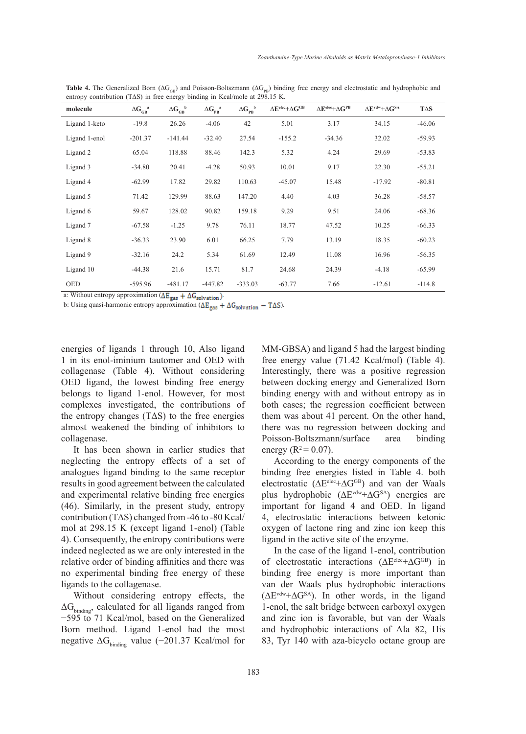**Table 4.** The Generalized Born ($\Delta G_{GB}$) and Poisson-Boltszmann ($\Delta G_{PB}$) binding free energy and electrostatic and hydrophobic and entropy contribution (TΔS) in free energy binding in Kcal/mole at 298.15 K.

| molecule | $\Delta G_{GB}$[a] | $\Delta G_{GB}$[b] | $\Delta G_{PB}$[a] | $\Delta G_{PB}$[b] | $\Delta E^{elec}+\Delta G^{GB}$ | $\Delta E^{elec}+\Delta G^{PB}$ | $\Delta E^{vdw}+\Delta G^{SA}$ | TΔS |
|---|---|---|---|---|---|---|---|---|
| Ligand 1-keto | -19.8 | 26.26 | -4.06 | 42 | 5.01 | 3.17 | 34.15 | -46.06 |
| Ligand 1-enol | -201.37 | -141.44 | -32.40 | 27.54 | -155.2 | -34.36 | 32.02 | -59.93 |
| Ligand 2 | 65.04 | 118.88 | 88.46 | 142.3 | 5.32 | 4.24 | 29.69 | -53.83 |
| Ligand 3 | -34.80 | 20.41 | -4.28 | 50.93 | 10.01 | 9.17 | 22.30 | -55.21 |
| Ligand 4 | -62.99 | 17.82 | 29.82 | 110.63 | -45.07 | 15.48 | -17.92 | -80.81 |
| Ligand 5 | 71.42 | 129.99 | 88.63 | 147.20 | 4.40 | 4.03 | 36.28 | -58.57 |
| Ligand 6 | 59.67 | 128.02 | 90.82 | 159.18 | 9.29 | 9.51 | 24.06 | -68.36 |
| Ligand 7 | -67.58 | -1.25 | 9.78 | 76.11 | 18.77 | 47.52 | 10.25 | -66.33 |
| Ligand 8 | -36.33 | 23.90 | 6.01 | 66.25 | 7.79 | 13.19 | 18.35 | -60.23 |
| Ligand 9 | -32.16 | 24.2 | 5.34 | 61.69 | 12.49 | 11.08 | 16.96 | -56.35 |
| Ligand 10 | -44.38 | 21.6 | 15.71 | 81.7 | 24.68 | 24.39 | -4.18 | -65.99 |
| OED | -595.96 | -481.17 | -447.82 | -333.03 | -63.77 | 7.66 | -12.61 | -114.8 |

a: Without entropy approximation ($\Delta E_{gas} + \Delta G_{solvation}$).
b: Using quasi-harmonic entropy approximation ($\Delta E_{gas} + \Delta G_{solvation} - T\Delta S$).

energies of ligands 1 through 10, Also ligand 1 in its enol-iminium tautomer and OED with collagenase (Table 4). Without considering OED ligand, the lowest binding free energy belongs to ligand 1-enol. However, for most complexes investigated, the contributions of the entropy changes (TΔS) to the free energies almost weakened the binding of inhibitors to collagenase.

It has been shown in earlier studies that neglecting the entropy effects of a set of analogues ligand binding to the same receptor results in good agreement between the calculated and experimental relative binding free energies (46). Similarly, in the present study, entropy contribution (TΔS) changed from -46 to -80 Kcal/mol at 298.15 K (except ligand 1-enol) (Table 4). Consequently, the entropy contributions were indeed neglected as we are only interested in the relative order of binding affinities and there was no experimental binding free energy of these ligands to the collagenase.

Without considering entropy effects, the $\Delta G_{binding}$, calculated for all ligands ranged from −595 to 71 Kcal/mol, based on the Generalized Born method. Ligand 1-enol had the most negative $\Delta G_{binding}$ value (−201.37 Kcal/mol for MM-GBSA) and ligand 5 had the largest binding free energy value (71.42 Kcal/mol) (Table 4). Interestingly, there was a positive regression between docking energy and Generalized Born binding energy with and without entropy as in both cases; the regression coefficient between them was about 41 percent. On the other hand, there was no regression between docking and Poisson-Boltszmann/surface area binding energy ($R^2 = 0.07$).

According to the energy components of the binding free energies listed in Table 4. both electrostatic ($\Delta E^{elec}+\Delta G^{GB}$) and van der Waals plus hydrophobic ($\Delta E^{vdw}+\Delta G^{SA}$) energies are important for ligand 4 and OED. In ligand 4, electrostatic interactions between ketonic oxygen of lactone ring and zinc ion keep this ligand in the active site of the enzyme.

In the case of the ligand 1-enol, contribution of electrostatic interactions ($\Delta E^{elec}+\Delta G^{GB}$) in binding free energy is more important than van der Waals plus hydrophobic interactions ($\Delta E^{vdw}+\Delta G^{SA}$). In other words, in the ligand 1-enol, the salt bridge between carboxyl oxygen and zinc ion is favorable, but van der Waals and hydrophobic interactions of Ala 82, His 83, Tyr 140 with aza-bicyclo octane group are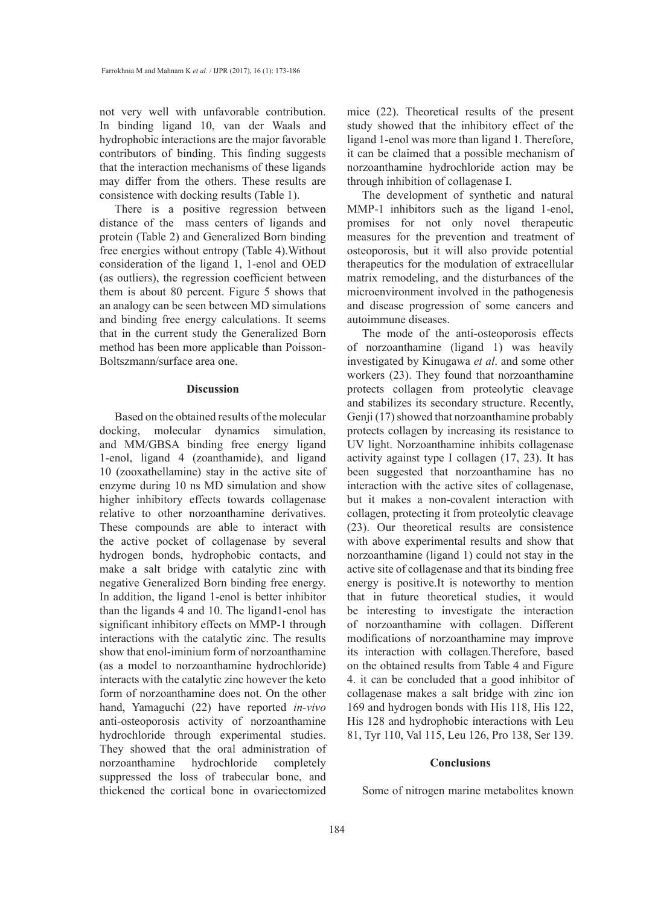not very well with unfavorable contribution. In binding ligand 10, van der Waals and hydrophobic interactions are the major favorable contributors of binding. This finding suggests that the interaction mechanisms of these ligands may differ from the others. These results are consistence with docking results (Table 1).

There is a positive regression between distance of the mass centers of ligands and protein (Table 2) and Generalized Born binding free energies without entropy (Table 4).Without consideration of the ligand 1, 1-enol and OED (as outliers), the regression coefficient between them is about 80 percent. Figure 5 shows that an analogy can be seen between MD simulations and binding free energy calculations. It seems that in the current study the Generalized Born method has been more applicable than Poisson-Boltszmann/surface area one.

## Discussion

Based on the obtained results of the molecular docking, molecular dynamics simulation, and MM/GBSA binding free energy ligand 1-enol, ligand 4 (zoanthamide), and ligand 10 (zooxathellamine) stay in the active site of enzyme during 10 ns MD simulation and show higher inhibitory effects towards collagenase relative to other norzoanthamine derivatives. These compounds are able to interact with the active pocket of collagenase by several hydrogen bonds, hydrophobic contacts, and make a salt bridge with catalytic zinc with negative Generalized Born binding free energy. In addition, the ligand 1-enol is better inhibitor than the ligands 4 and 10. The ligand1-enol has significant inhibitory effects on MMP-1 through interactions with the catalytic zinc. The results show that enol-iminium form of norzoanthamine (as a model to norzoanthamine hydrochloride) interacts with the catalytic zinc however the keto form of norzoanthamine does not. On the other hand, Yamaguchi (22) have reported *in-vivo* anti-osteoporosis activity of norzoanthamine hydrochloride through experimental studies. They showed that the oral administration of norzoanthamine hydrochloride completely suppressed the loss of trabecular bone, and thickened the cortical bone in ovariectomized mice (22). Theoretical results of the present study showed that the inhibitory effect of the ligand 1-enol was more than ligand 1. Therefore, it can be claimed that a possible mechanism of norzoanthamine hydrochloride action may be through inhibition of collagenase I.

The development of synthetic and natural MMP-1 inhibitors such as the ligand 1-enol, promises for not only novel therapeutic measures for the prevention and treatment of osteoporosis, but it will also provide potential therapeutics for the modulation of extracellular matrix remodeling, and the disturbances of the microenvironment involved in the pathogenesis and disease progression of some cancers and autoimmune diseases.

The mode of the anti-osteoporosis effects of norzoanthamine (ligand 1) was heavily investigated by Kinugawa *et al*. and some other workers (23). They found that norzoanthamine protects collagen from proteolytic cleavage and stabilizes its secondary structure. Recently, Genji (17) showed that norzoanthamine probably protects collagen by increasing its resistance to UV light. Norzoanthamine inhibits collagenase activity against type I collagen (17, 23). It has been suggested that norzoanthamine has no interaction with the active sites of collagenase, but it makes a non-covalent interaction with collagen, protecting it from proteolytic cleavage (23). Our theoretical results are consistence with above experimental results and show that norzoanthamine (ligand 1) could not stay in the active site of collagenase and that its binding free energy is positive.It is noteworthy to mention that in future theoretical studies, it would be interesting to investigate the interaction of norzoanthamine with collagen. Different modifications of norzoanthamine may improve its interaction with collagen.Therefore, based on the obtained results from Table 4 and Figure 4. it can be concluded that a good inhibitor of collagenase makes a salt bridge with zinc ion 169 and hydrogen bonds with His 118, His 122, His 128 and hydrophobic interactions with Leu 81, Tyr 110, Val 115, Leu 126, Pro 138, Ser 139.

## Conclusions

Some of nitrogen marine metabolites known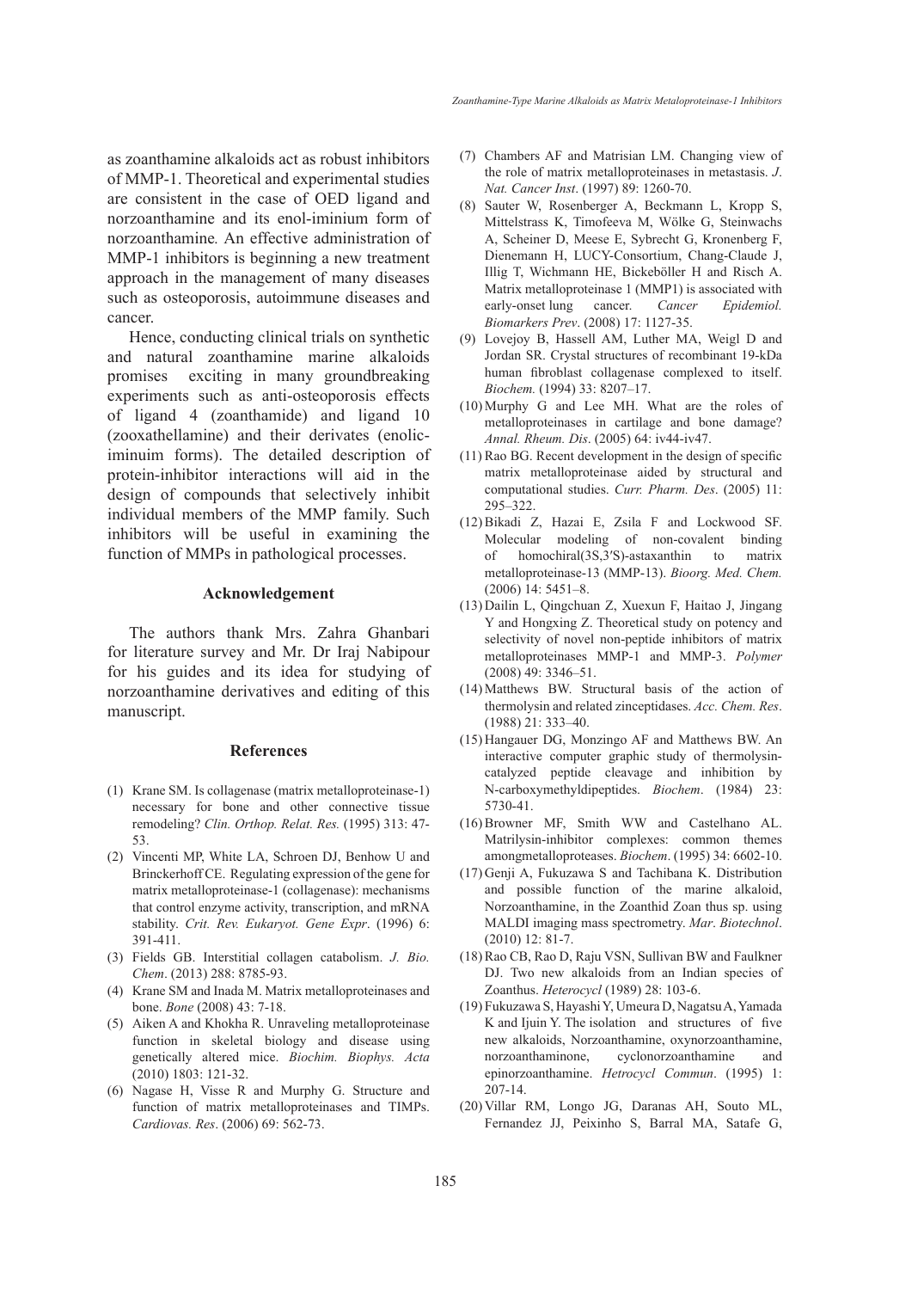as zoanthamine alkaloids act as robust inhibitors of MMP-1. Theoretical and experimental studies are consistent in the case of OED ligand and norzoanthamine and its enol-iminium form of norzoanthamine*.* An effective administration of MMP-1 inhibitors is beginning a new treatment approach in the management of many diseases such as osteoporosis, autoimmune diseases and cancer.

Hence, conducting clinical trials on synthetic and natural zoanthamine marine alkaloids promises exciting in many groundbreaking experiments such as anti-osteoporosis effects of ligand 4 (zoanthamide) and ligand 10 (zooxathellamine) and their derivates (enolic-iminuim forms). The detailed description of protein-inhibitor interactions will aid in the design of compounds that selectively inhibit individual members of the MMP family. Such inhibitors will be useful in examining the function of MMPs in pathological processes.

## Acknowledgement

The authors thank Mrs. Zahra Ghanbari for literature survey and Mr. Dr Iraj Nabipour for his guides and its idea for studying of norzoanthamine derivatives and editing of this manuscript.

## References

(1) Krane SM. Is collagenase (matrix metalloproteinase-1) necessary for bone and other connective tissue remodeling? *Clin. Orthop. Relat. Res.* (1995) 313: 47-53.

(2) Vincenti MP, White LA, Schroen DJ, Benhow U and Brinckerhoff CE. Regulating expression of the gene for matrix metalloproteinase-1 (collagenase): mechanisms that control enzyme activity, transcription, and mRNA stability. *Crit. Rev. Eukaryot. Gene Expr*. (1996) 6: 391-411.

(3) Fields GB. Interstitial collagen catabolism. *J. Bio. Chem*. (2013) 288: 8785-93.

(4) Krane SM and Inada M. Matrix metalloproteinases and bone. *Bone* (2008) 43: 7-18.

(5) Aiken A and Khokha R. Unraveling metalloproteinase function in skeletal biology and disease using genetically altered mice. *Biochim. Biophys. Acta* (2010) 1803: 121-32.

(6) Nagase H, Visse R and Murphy G. Structure and function of matrix metalloproteinases and TIMPs. *Cardiovas. Res*. (2006) 69: 562-73.

(7) Chambers AF and Matrisian LM. Changing view of the role of matrix metalloproteinases in metastasis. *J. Nat. Cancer Inst*. (1997) 89: 1260-70.

(8) Sauter W, Rosenberger A, Beckmann L, Kropp S, Mittelstrass K, Timofeeva M, Wölke G, Steinwachs A, Scheiner D, Meese E, Sybrecht G, Kronenberg F, Dienemann H, LUCY-Consortium, Chang-Claude J, Illig T, Wichmann HE, Bickeböller H and Risch A. Matrix metalloproteinase 1 (MMP1) is associated with early-onset lung cancer. *Cancer Epidemiol. Biomarkers Prev*. (2008) 17: 1127-35.

(9) Lovejoy B, Hassell AM, Luther MA, Weigl D and Jordan SR. Crystal structures of recombinant 19-kDa human fibroblast collagenase complexed to itself. *Biochem.* (1994) 33: 8207–17.

(10) Murphy G and Lee MH. What are the roles of metalloproteinases in cartilage and bone damage? *Annal. Rheum. Dis*. (2005) 64: iv44-iv47.

(11) Rao BG. Recent development in the design of specific matrix metalloproteinase aided by structural and computational studies. *Curr. Pharm. Des*. (2005) 11: 295–322.

(12) Bikadi Z, Hazai E, Zsila F and Lockwood SF. Molecular modeling of non-covalent binding of homochiral(3S,3′S)-astaxanthin to matrix metalloproteinase-13 (MMP-13). *Bioorg. Med. Chem.* (2006) 14: 5451–8.

(13) Dailin L, Qingchuan Z, Xuexun F, Haitao J, Jingang Y and Hongxing Z. Theoretical study on potency and selectivity of novel non-peptide inhibitors of matrix metalloproteinases MMP-1 and MMP-3. *Polymer* (2008) 49: 3346–51.

(14) Matthews BW. Structural basis of the action of thermolysin and related zinceptidases. *Acc. Chem. Res*. (1988) 21: 333–40.

(15) Hangauer DG, Monzingo AF and Matthews BW. An interactive computer graphic study of thermolysin-catalyzed peptide cleavage and inhibition by N-carboxymethyldipeptides. *Biochem*. (1984) 23: 5730-41.

(16) Browner MF, Smith WW and Castelhano AL. Matrilysin-inhibitor complexes: common themes amongmetalloproteases. *Biochem*. (1995) 34: 6602-10.

(17) Genji A, Fukuzawa S and Tachibana K. Distribution and possible function of the marine alkaloid, Norzoanthamine, in the Zoanthid Zoan thus sp. using MALDI imaging mass spectrometry. *Mar. Biotechnol*. (2010) 12: 81-7.

(18) Rao CB, Rao D, Raju VSN, Sullivan BW and Faulkner DJ. Two new alkaloids from an Indian species of Zoanthus. *Heterocycl* (1989) 28: 103-6.

(19) Fukuzawa S, Hayashi Y, Umeura D, Nagatsu A, Yamada K and Ijuin Y. The isolation and structures of five new alkaloids, Norzoanthamine, oxynorzoanthamine, norzoanthaminone, cyclonorzoanthamine and epinorzoanthamine. *Hetrocycl Commun*. (1995) 1: 207-14.

(20) Villar RM, Longo JG, Daranas AH, Souto ML, Fernandez JJ, Peixinho S, Barral MA, Satafe G,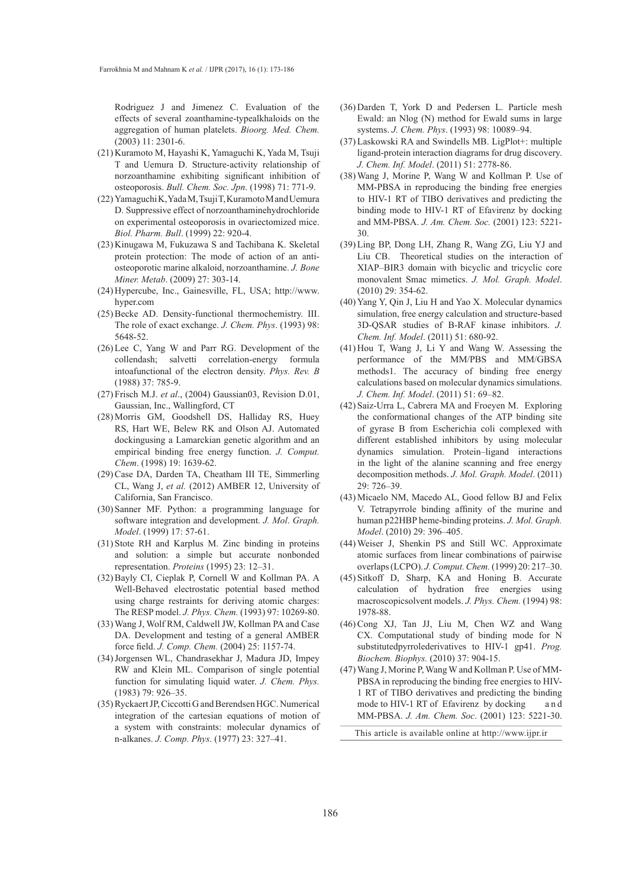Rodriguez J and Jimenez C. Evaluation of the effects of several zoanthamine-typealkhaloids on the aggregation of human platelets. *Bioorg. Med. Chem.* (2003) 11: 2301-6.

(21) Kuramoto M, Hayashi K, Yamaguchi K, Yada M, Tsuji T and Uemura D. Structure-activity relationship of norzoanthamine exhibiting significant inhibition of osteoporosis. *Bull. Chem. Soc. Jpn*. (1998) 71: 771-9.

(22) Yamaguchi K, Yada M, Tsuji T, Kuramoto M and Uemura D. Suppressive effect of norzoanthaminehydrochloride on experimental osteoporosis in ovariectomized mice. *Biol. Pharm. Bull*. (1999) 22: 920-4.

(23) Kinugawa M, Fukuzawa S and Tachibana K. Skeletal protein protection: The mode of action of an anti-osteoporotic marine alkaloid, norzoanthamine. *J. Bone Miner. Metab*. (2009) 27: 303-14.

(24) Hypercube, Inc., Gainesville, FL, USA; http://www.hyper.com

(25) Becke AD. Density-functional thermochemistry. III. The role of exact exchange. *J. Chem. Phys*. (1993) 98: 5648-52.

(26) Lee C, Yang W and Parr RG. Development of the collendash; salvetti correlation-energy formula intoafunctional of the electron density. *Phys. Rev. B* (1988) 37: 785-9.

(27) Frisch M.J. *et al*., (2004) Gaussian03, Revision D.01, Gaussian, Inc., Wallingford, CT

(28) Morris GM, Goodshell DS, Halliday RS, Huey RS, Hart WE, Belew RK and Olson AJ. Automated dockingusing a Lamarckian genetic algorithm and an empirical binding free energy function. *J. Comput. Chem*. (1998) 19: 1639-62.

(29) Case DA, Darden TA, Cheatham III TE, Simmerling CL, Wang J, *et al.* (2012) AMBER 12, University of California, San Francisco.

(30) Sanner MF. Python: a programming language for software integration and development. *J. Mol. Graph. Model*. (1999) 17: 57-61.

(31) Stote RH and Karplus M. Zinc binding in proteins and solution: a simple but accurate nonbonded representation. *Proteins* (1995) 23: 12–31.

(32) Bayly CI, Cieplak P, Cornell W and Kollman PA. A Well-Behaved electrostatic potential based method using charge restraints for deriving atomic charges: The RESP model. *J. Phys. Chem.* (1993) 97: 10269-80.

(33) Wang J, Wolf RM, Caldwell JW, Kollman PA and Case DA. Development and testing of a general AMBER force field. *J. Comp. Chem.* (2004) 25: 1157-74.

(34) Jorgensen WL, Chandrasekhar J, Madura JD, Impey RW and Klein ML. Comparison of single potential function for simulating liquid water. *J. Chem. Phys.* (1983) 79: 926–35.

(35) Ryckaert JP, Ciccotti G and Berendsen HGC. Numerical integration of the cartesian equations of motion of a system with constraints: molecular dynamics of n-alkanes. *J. Comp. Phys*. (1977) 23: 327–41.

(36) Darden T, York D and Pedersen L. Particle mesh Ewald: an Nlog (N) method for Ewald sums in large systems. *J. Chem. Phys*. (1993) 98: 10089–94.

(37) Laskowski RA and Swindells MB. LigPlot+: multiple ligand-protein interaction diagrams for drug discovery. *J. Chem. Inf. Model*. (2011) 51: 2778-86.

(38) Wang J, Morine P, Wang W and Kollman P. Use of MM-PBSA in reproducing the binding free energies to HIV-1 RT of TIBO derivatives and predicting the binding mode to HIV-1 RT of Efavirenz by docking and MM-PBSA. *J. Am. Chem. Soc.* (2001) 123: 5221-30.

(39) Ling BP, Dong LH, Zhang R, Wang ZG, Liu YJ and Liu CB. Theoretical studies on the interaction of XIAP–BIR3 domain with bicyclic and tricyclic core monovalent Smac mimetics. *J. Mol. Graph. Model*. (2010) 29: 354-62.

(40) Yang Y, Qin J, Liu H and Yao X. Molecular dynamics simulation, free energy calculation and structure-based 3D-QSAR studies of B-RAF kinase inhibitors. *J. Chem. Inf. Model*. (2011) 51: 680-92.

(41) Hou T, Wang J, Li Y and Wang W. Assessing the performance of the MM/PBS and MM/GBSA methods1. The accuracy of binding free energy calculations based on molecular dynamics simulations. *J. Chem. Inf. Model*. (2011) 51: 69–82.

(42) Saiz-Urra L, Cabrera MA and Froeyen M. Exploring the conformational changes of the ATP binding site of gyrase B from Escherichia coli complexed with different established inhibitors by using molecular dynamics simulation. Protein–ligand interactions in the light of the alanine scanning and free energy decomposition methods. *J. Mol. Graph. Model*. (2011) 29: 726–39.

(43) Micaelo NM, Macedo AL, Good fellow BJ and Felix V. Tetrapyrrole binding affinity of the murine and human p22HBP heme-binding proteins. *J. Mol. Graph. Model*. (2010) 29: 396–405.

(44) Weiser J, Shenkin PS and Still WC. Approximate atomic surfaces from linear combinations of pairwise overlaps (LCPO). *J. Comput. Chem.* (1999) 20: 217–30.

(45) Sitkoff D, Sharp, KA and Honing B. Accurate calculation of hydration free energies using macroscopicsolvent models. *J. Phys. Chem.* (1994) 98: 1978-88.

(46) Cong XJ, Tan JJ, Liu M, Chen WZ and Wang CX. Computational study of binding mode for N substitutedpyrrolederivatives to HIV-1 gp41. *Prog. Biochem. Biophys.* (2010) 37: 904-15.

(47) Wang J, Morine P, Wang W and Kollman P. Use of MM-PBSA in reproducing the binding free energies to HIV-1 RT of TIBO derivatives and predicting the binding mode to HIV-1 RT of Efavirenz by docking and MM-PBSA. *J. Am. Chem. Soc*. (2001) 123: 5221-30.

This article is available online at http://www.ijpr.ir